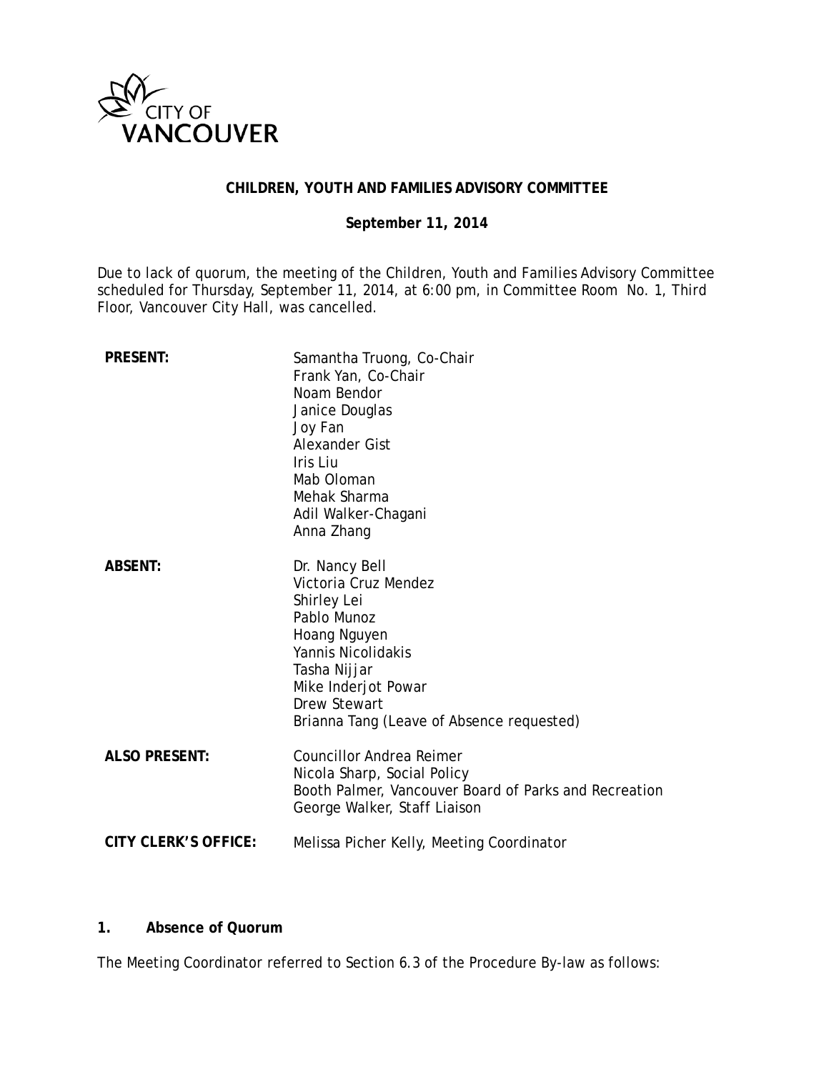CITY OF VANCOUVER

**CHILDREN, YOUTH AND FAMILIES ADVISORY COMMITTEE**

**September 11, 2014**

Due to lack of quorum, the meeting of the Children, Youth and Families Advisory Committee scheduled for Thursday, September 11, 2014, at 6:00 pm, in Committee Room No. 1, Third Floor, Vancouver City Hall, was cancelled.

**PRESENT:**
Samantha Truong, Co-Chair
Frank Yan, Co-Chair
Noam Bendor
Janice Douglas
Joy Fan
Alexander Gist
Iris Liu
Mab Oloman
Mehak Sharma
Adil Walker-Chagani
Anna Zhang

**ABSENT:**
Dr. Nancy Bell
Victoria Cruz Mendez
Shirley Lei
Pablo Munoz
Hoang Nguyen
Yannis Nicolidakis
Tasha Nijjar
Mike Inderjot Powar
Drew Stewart
Brianna Tang (Leave of Absence requested)

**ALSO PRESENT:**
Councillor Andrea Reimer
Nicola Sharp, Social Policy
Booth Palmer, Vancouver Board of Parks and Recreation
George Walker, Staff Liaison

**CITY CLERK'S OFFICE:**
Melissa Picher Kelly, Meeting Coordinator

## 1. Absence of Quorum

The Meeting Coordinator referred to Section 6.3 of the Procedure By-law as follows: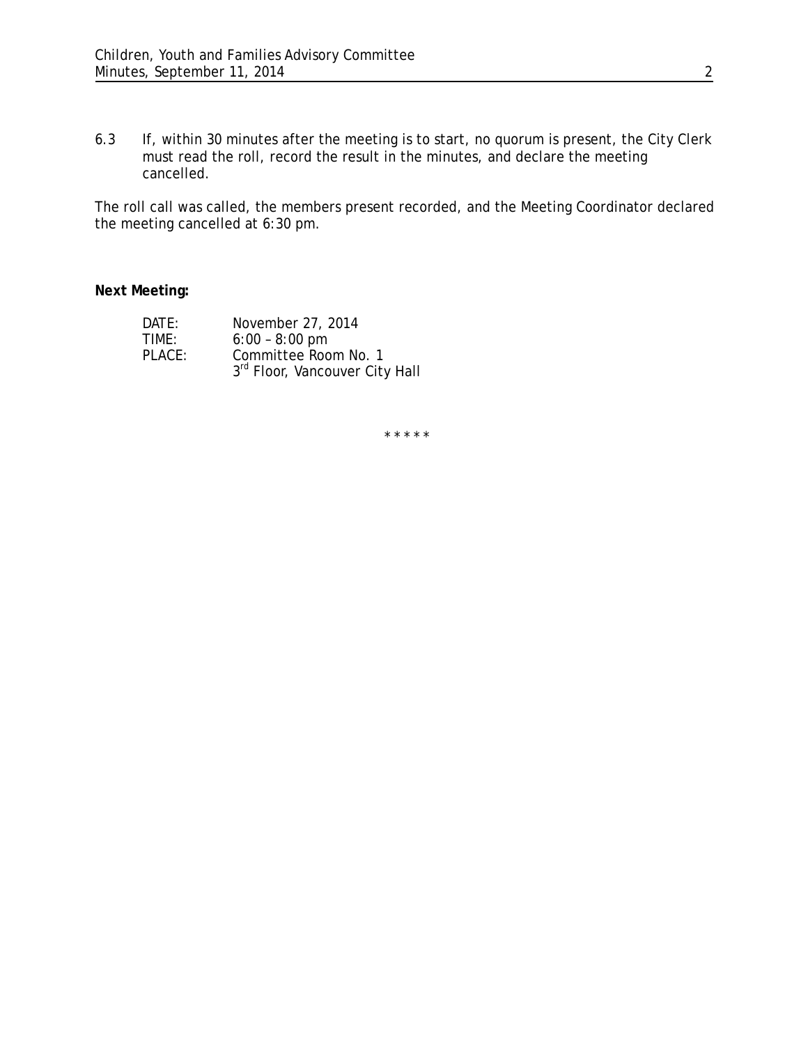6.3 If, within 30 minutes after the meeting is to start, no quorum is present, the City Clerk must read the roll, record the result in the minutes, and declare the meeting cancelled.

The roll call was called, the members present recorded, and the Meeting Coordinator declared the meeting cancelled at 6:30 pm.

**Next Meeting:**

| | |
|---|---|
| DATE: | November 27, 2014 |
| TIME: | 6:00 – 8:00 pm |
| PLACE: | Committee Room No. 1<br>3rd Floor, Vancouver City Hall |

\* \* \* \* \*